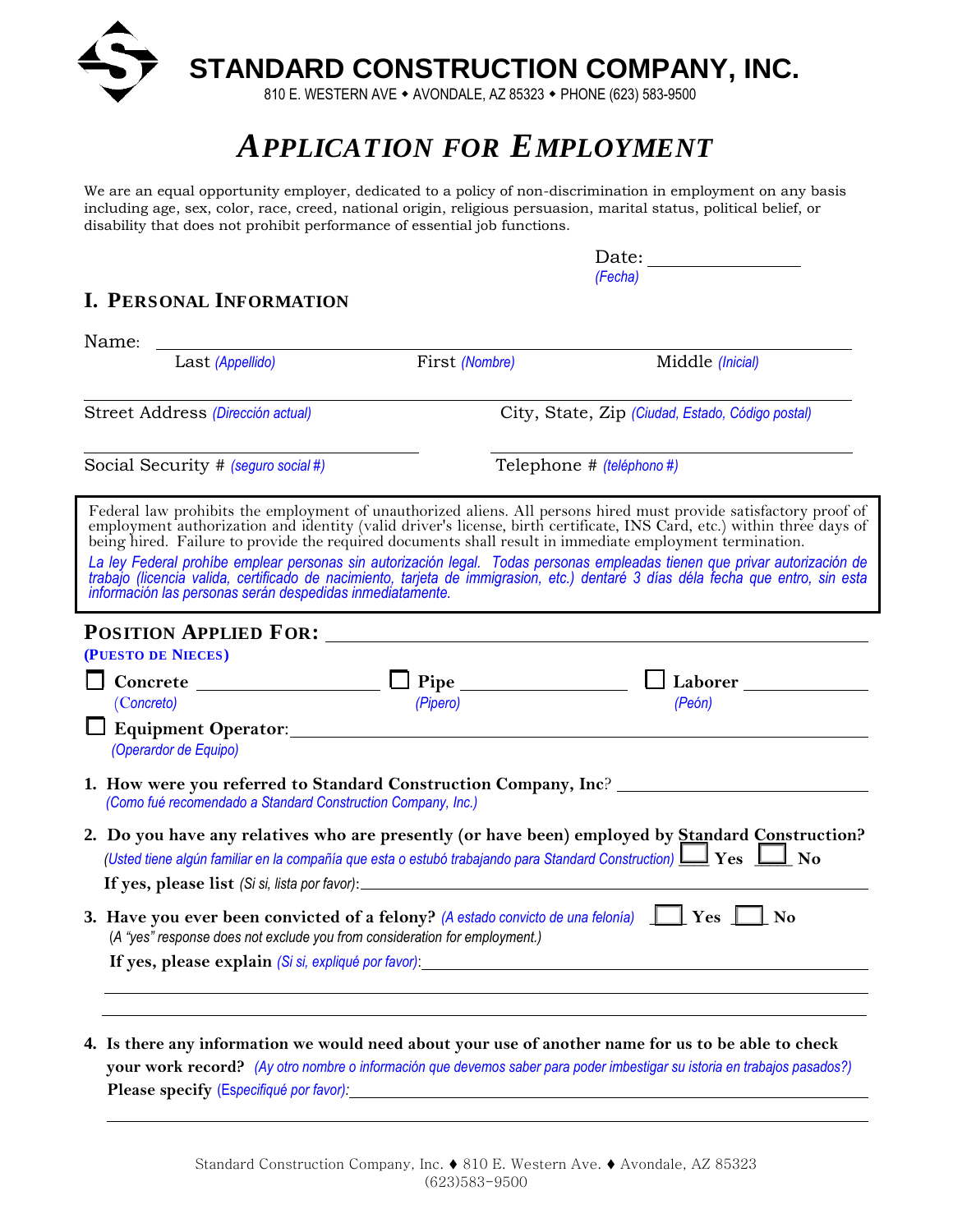# STANDARD CONSTRUCTION COMPANY, INC.

810 E. WESTERN AVE ◆ AVONDALE, AZ 85323 ◆ PHONE (623) 583-9500

## *APPLICATION FOR EMPLOYMENT*

We are an equal opportunity employer, dedicated to a policy of non-discrimination in employment on any basis including age, sex, color, race, creed, national origin, religious persuasion, marital status, political belief, or disability that does not prohibit performance of essential job functions.

Date: ______________
*(Fecha)*

## I. PERSONAL INFORMATION

Name: ________________________________________________
Last *(Appellido)* First *(Nombre)* Middle *(Inicial)*

________________________________ ________________________________
Street Address *(Dirección actual)* City, State, Zip *(Ciudad, Estado, Código postal)*

________________________________ ________________________________
Social Security # *(seguro social #)* Telephone # *(teléphono #)*

> Federal law prohibits the employment of unauthorized aliens. All persons hired must provide satisfactory proof of employment authorization and identity (valid driver's license, birth certificate, INS Card, etc.) within three days of being hired. Failure to provide the required documents shall result in immediate employment termination.
>
> *La ley Federal prohíbe emplear personas sin autorización legal. Todas personas empleadas tienen que privar autorización de trabajo (licencia valida, certificado de nacimiento, tarjeta de immigrasion, etc.) dentaré 3 días déla fecha que entro, sin esta información las personas serán despedidas inmediatamente.*

**POSITION APPLIED FOR:** ________________________________
**(PUESTO DE NIECES)**

☐ **Concrete** ______________ *(Concreto)*  ☐ **Pipe** ______________ *(Pipero)*  ☐ **Laborer** ______________ *(Peón)*

☐ **Equipment Operator**: ________________________________
*(Operardor de Equipo)*

1. **How were you referred to Standard Construction Company, Inc**? ______________
   *(Como fué recomendado a Standard Construction Company, Inc.)*

2. **Do you have any relatives who are presently (or have been) employed by Standard Construction?**
   *(Usted tiene algún familiar en la compañía que esta o estubó trabajando para Standard Construction)* ☐ **Yes** ☐ **No**
   **If yes, please list** *(Si si, lista por favor)*: ______________________________

3. **Have you ever been convicted of a felony?** *(A estado convicto de una felonía)* ☐ **Yes** ☐ **No**
   (*A "yes" response does not exclude you from consideration for employment.)*
   **If yes, please explain** *(Si si, expliqué por favor)*: ______________________________

   ______________________________________________________________

4. **Is there any information we would need about your use of another name for us to be able to check your work record?** *(Ay otro nombre o información que devemos saber para poder imbestigar su istoria en trabajos pasados?)*
   **Please specify** *(Especifiqué por favor)*: ______________________________

   ______________________________________________________________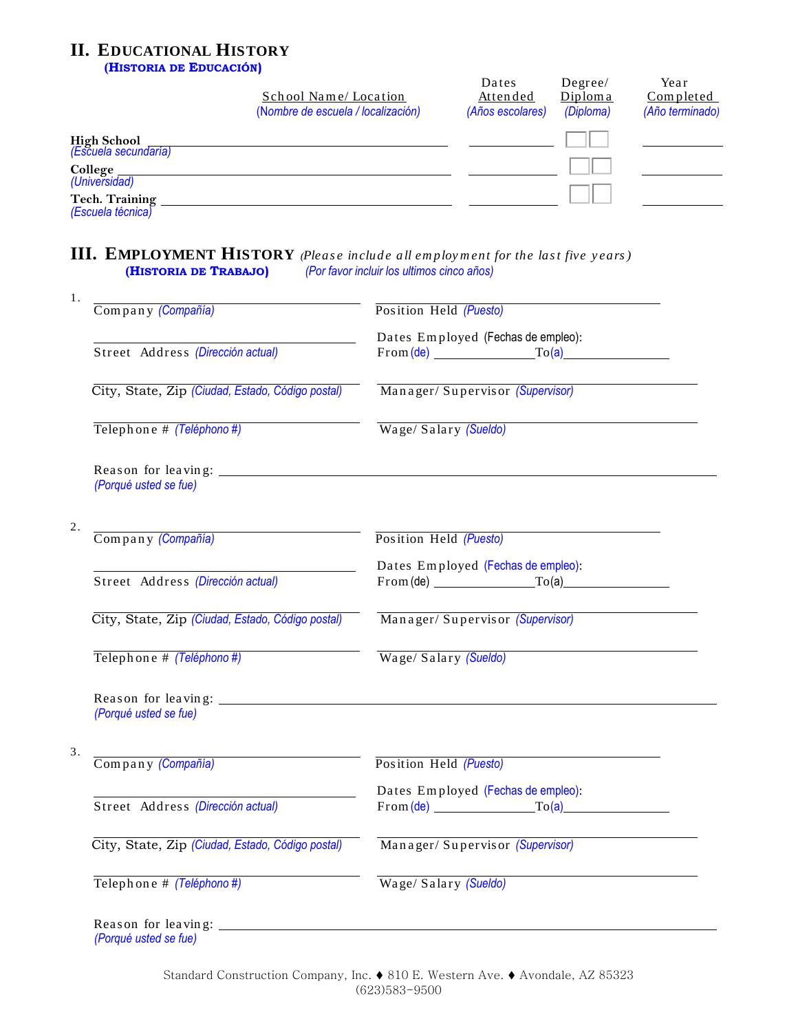## II. Educational History
**(Historia de Educación)**

| | School Name/ Location (Nombre de escuela / localización) | Dates Attended (Años escolares) | Degree/ Diploma (Diploma) | Year Completed (Año terminado) |
|---|---|---|---|---|
| High School (Escuela secundaria) | | | ☐☐ | |
| College (Universidad) | | | ☐☐ | |
| Tech. Training (Escuela técnica) | | | ☐☐ | |

## III. Employment History *(Please include all employment for the last five years)*
**(Historia de Trabajo)** *(Por favor incluir los ultimos cinco años)*

1.

Company *(Compañía)* ______________________ Position Held *(Puesto)* ______________________

Street Address *(Dirección actual)* ______________________ Dates Employed (Fechas de empleo): From *(de)* ____________ To *(a)* ____________

City, State, Zip *(Ciudad, Estado, Código postal)* ______________________ Manager/ Supervisor *(Supervisor)* ______________________

Telephone # *(Teléphono #)* ______________________ Wage/ Salary *(Sueldo)* ______________________

Reason for leaving: ______________________
*(Porqué usted se fue)*

2.

Company *(Compañía)* ______________________ Position Held *(Puesto)* ______________________

Street Address *(Dirección actual)* ______________________ Dates Employed *(Fechas de empleo)*: From (de) ____________ To(a) ____________

City, State, Zip *(Ciudad, Estado, Código postal)* ______________________ Manager/ Supervisor *(Supervisor)* ______________________

Telephone # *(Teléphono #)* ______________________ Wage/ Salary *(Sueldo)* ______________________

Reason for leaving: ______________________
*(Porqué usted se fue)*

3.

Company *(Compañía)* ______________________ Position Held *(Puesto)* ______________________

Street Address *(Dirección actual)* ______________________ Dates Employed *(Fechas de empleo)*: From *(de)* ____________ To *(a)* ____________

City, State, Zip *(Ciudad, Estado, Código postal)* ______________________ Manager/ Supervisor *(Supervisor)* ______________________

Telephone # *(Teléphono #)* ______________________ Wage/ Salary *(Sueldo)* ______________________

Reason for leaving: ______________________
*(Porqué usted se fue)*

Standard Construction Company, Inc. ♦ 810 E. Western Ave. ♦ Avondale, AZ 85323
(623)583-9500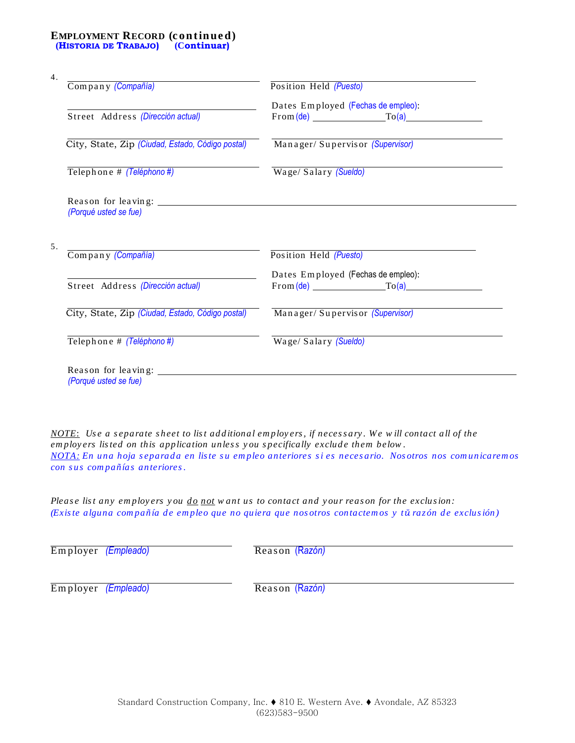## EMPLOYMENT RECORD (continued)
**(HISTORIA DE TRABAJO) (Continuar)**

4.

Company *(Compañía)* ______________________ Position Held *(Puesto)* ______________________

Street Address *(Dirección actual)* ______________________ Dates Employed (Fechas de empleo): From (de) ____________ To (a) ____________

City, State, Zip *(Ciudad, Estado, Código postal)* ______________________ Manager/ Supervisor *(Supervisor)* ______________________

Telephone # *(Teléphono #)* ______________________ Wage/ Salary *(Sueldo)* ______________________

Reason for leaving: ____________________________________________
*(Porqué usted se fue)*

5.

Company *(Compañía)* ______________________ Position Held *(Puesto)* ______________________

Street Address *(Dirección actual)* ______________________ Dates Employed (Fechas de empleo): From (de) ____________ To (a) ____________

City, State, Zip *(Ciudad, Estado, Código postal)* ______________________ Manager/ Supervisor *(Supervisor)* ______________________

Telephone # *(Teléphono #)* ______________________ Wage/ Salary *(Sueldo)* ______________________

Reason for leaving: ____________________________________________
*(Porqué usted se fue)*

*NOTE: Use a separate sheet to list additional employers, if necessary. We will contact all of the employers listed on this application unless you specifically exclude them below.*
*NOTA: En una hoja separada en liste su empleo anteriores si es necesario. Nosotros nos comunicaremos con sus compañías anteriores.*

*Please list any employers you do not want us to contact and your reason for the exclusion:*
*(Existe alguna compañía de empleo que no quiera que nosotros contactemos y tŭ razón de exclusión)*

Employer *(Empleado)* ______________________ Reason *(Razón)* ______________________

Employer *(Empleado)* ______________________ Reason *(Razón)* ______________________

Standard Construction Company, Inc. ♦ 810 E. Western Ave. ♦ Avondale, AZ 85323
(623)583-9500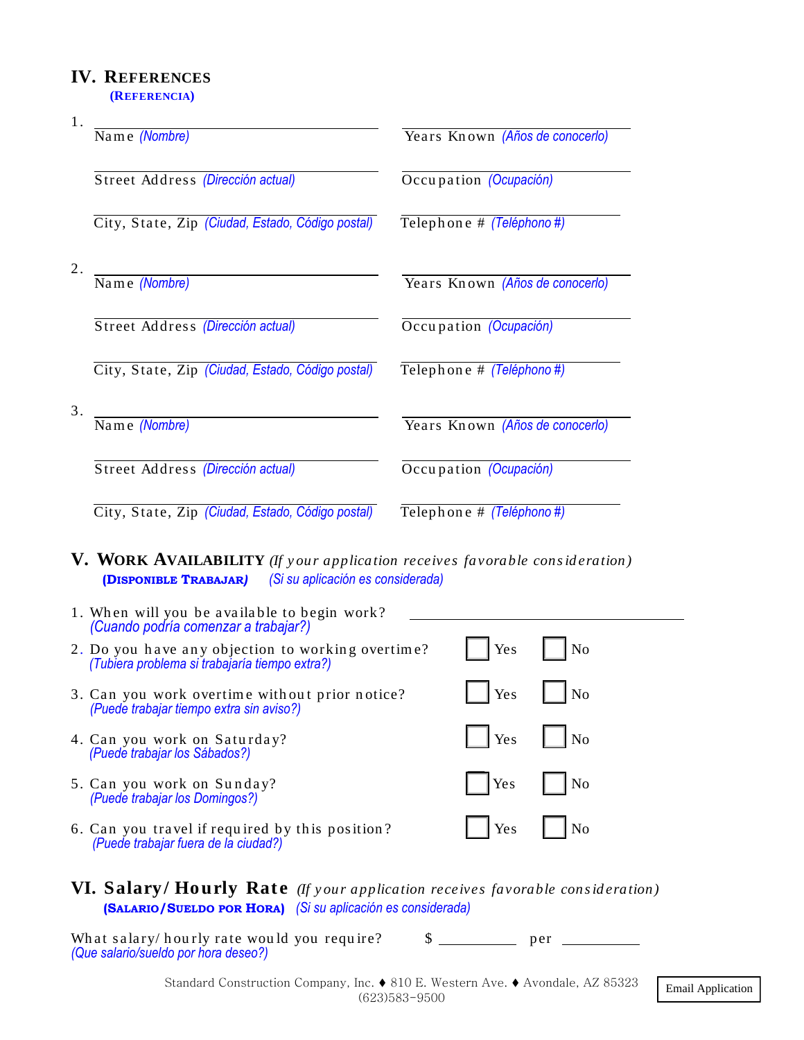## IV. References
**(Referencia)**

1\.

Name *(Nombre)* ____________________ Years Known *(Años de conocerlo)* ____________________

Street Address *(Dirección actual)* ____________________ Occupation *(Ocupación)* ____________________

City, State, Zip *(Ciudad, Estado, Código postal)* ____________________ Telephone # *(Teléphono #)* ____________________

2\.

Name *(Nombre)* ____________________ Years Known *(Años de conocerlo)* ____________________

Street Address *(Dirección actual)* ____________________ Occupation *(Ocupación)* ____________________

City, State, Zip *(Ciudad, Estado, Código postal)* ____________________ Telephone # *(Teléphono #)* ____________________

3\.

Name *(Nombre)* ____________________ Years Known *(Años de conocerlo)* ____________________

Street Address *(Dirección actual)* ____________________ Occupation *(Ocupación)* ____________________

City, State, Zip *(Ciudad, Estado, Código postal)* ____________________ Telephone # *(Teléphono #)* ____________________

## V. Work Availability *(If your application receives favorable consideration)*
**(Disponible Trabajar)** *(Si su aplicación es considerada)*

1. When will you be available to begin work? ____________________
   *(Cuando podría comenzar a trabajar?)*
2. Do you have any objection to working overtime? ☐ Yes ☐ No
   *(Tubiera problema si trabajaría tiempo extra?)*
3. Can you work overtime without prior notice? ☐ Yes ☐ No
   *(Puede trabajar tiempo extra sin aviso?)*
4. Can you work on Saturday? ☐ Yes ☐ No
   *(Puede trabajar los Sábados?)*
5. Can you work on Sunday? ☐ Yes ☐ No
   *(Puede trabajar los Domingos?)*
6. Can you travel if required by this position? ☐ Yes ☐ No
   *(Puede trabajar fuera de la ciudad?)*

## VI. Salary/ Hourly Rate *(If your application receives favorable consideration)*
**(Salario/Sueldo por Hora)** *(Si su aplicación es considerada)*

What salary/ hourly rate would you require? $ __________ per __________
*(Que salario/sueldo por hora deseo?)*

Standard Construction Company, Inc. ♦ 810 E. Western Ave. ♦ Avondale, AZ 85323
(623)583-9500

Email Application